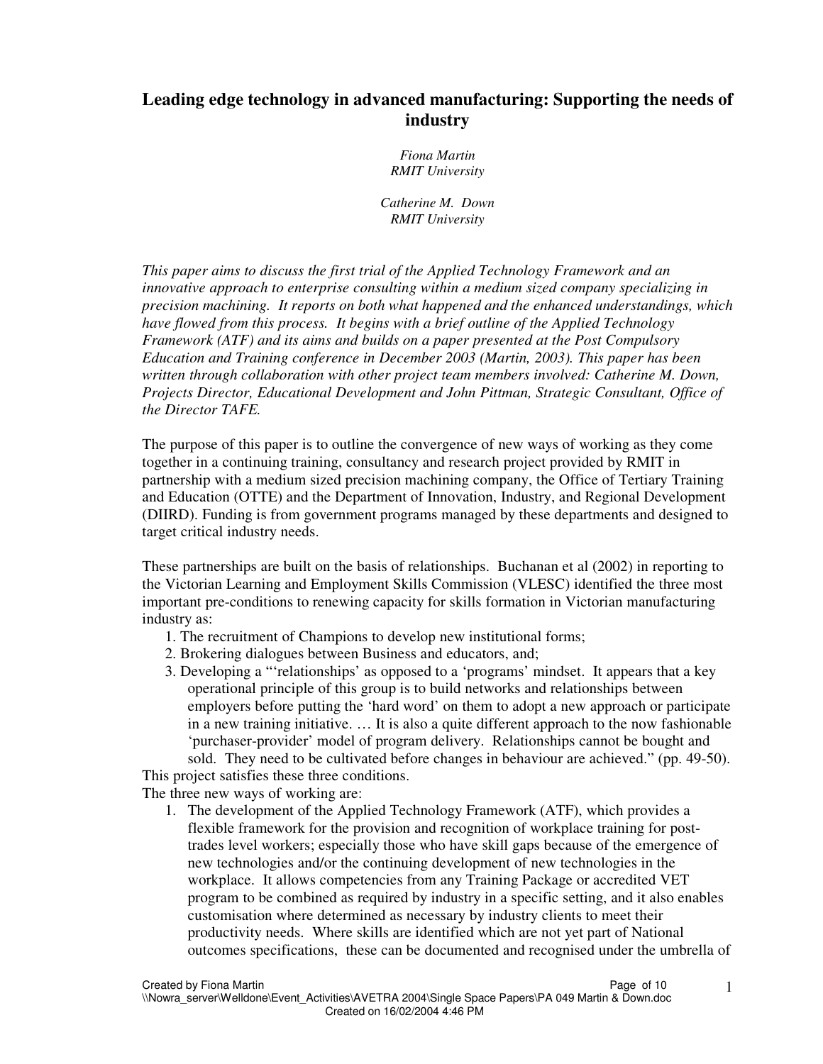# Leading edge technology in advanced manufacturing: Supporting the needs of industry

*Fiona Martin*
*RMIT University*

*Catherine M. Down*
*RMIT University*

*This paper aims to discuss the first trial of the Applied Technology Framework and an innovative approach to enterprise consulting within a medium sized company specializing in precision machining. It reports on both what happened and the enhanced understandings, which have flowed from this process. It begins with a brief outline of the Applied Technology Framework (ATF) and its aims and builds on a paper presented at the Post Compulsory Education and Training conference in December 2003 (Martin, 2003). This paper has been written through collaboration with other project team members involved: Catherine M. Down, Projects Director, Educational Development and John Pittman, Strategic Consultant, Office of the Director TAFE.*

The purpose of this paper is to outline the convergence of new ways of working as they come together in a continuing training, consultancy and research project provided by RMIT in partnership with a medium sized precision machining company, the Office of Tertiary Training and Education (OTTE) and the Department of Innovation, Industry, and Regional Development (DIIRD). Funding is from government programs managed by these departments and designed to target critical industry needs.

These partnerships are built on the basis of relationships. Buchanan et al (2002) in reporting to the Victorian Learning and Employment Skills Commission (VLESC) identified the three most important pre-conditions to renewing capacity for skills formation in Victorian manufacturing industry as:

1. The recruitment of Champions to develop new institutional forms;
2. Brokering dialogues between Business and educators, and;
3. Developing a "'relationships' as opposed to a 'programs' mindset. It appears that a key operational principle of this group is to build networks and relationships between employers before putting the 'hard word' on them to adopt a new approach or participate in a new training initiative. … It is also a quite different approach to the now fashionable 'purchaser-provider' model of program delivery. Relationships cannot be bought and sold. They need to be cultivated before changes in behaviour are achieved." (pp. 49-50).

This project satisfies these three conditions.

The three new ways of working are:

1. The development of the Applied Technology Framework (ATF), which provides a flexible framework for the provision and recognition of workplace training for post-trades level workers; especially those who have skill gaps because of the emergence of new technologies and/or the continuing development of new technologies in the workplace. It allows competencies from any Training Package or accredited VET program to be combined as required by industry in a specific setting, and it also enables customisation where determined as necessary by industry clients to meet their productivity needs. Where skills are identified which are not yet part of National outcomes specifications, these can be documented and recognised under the umbrella of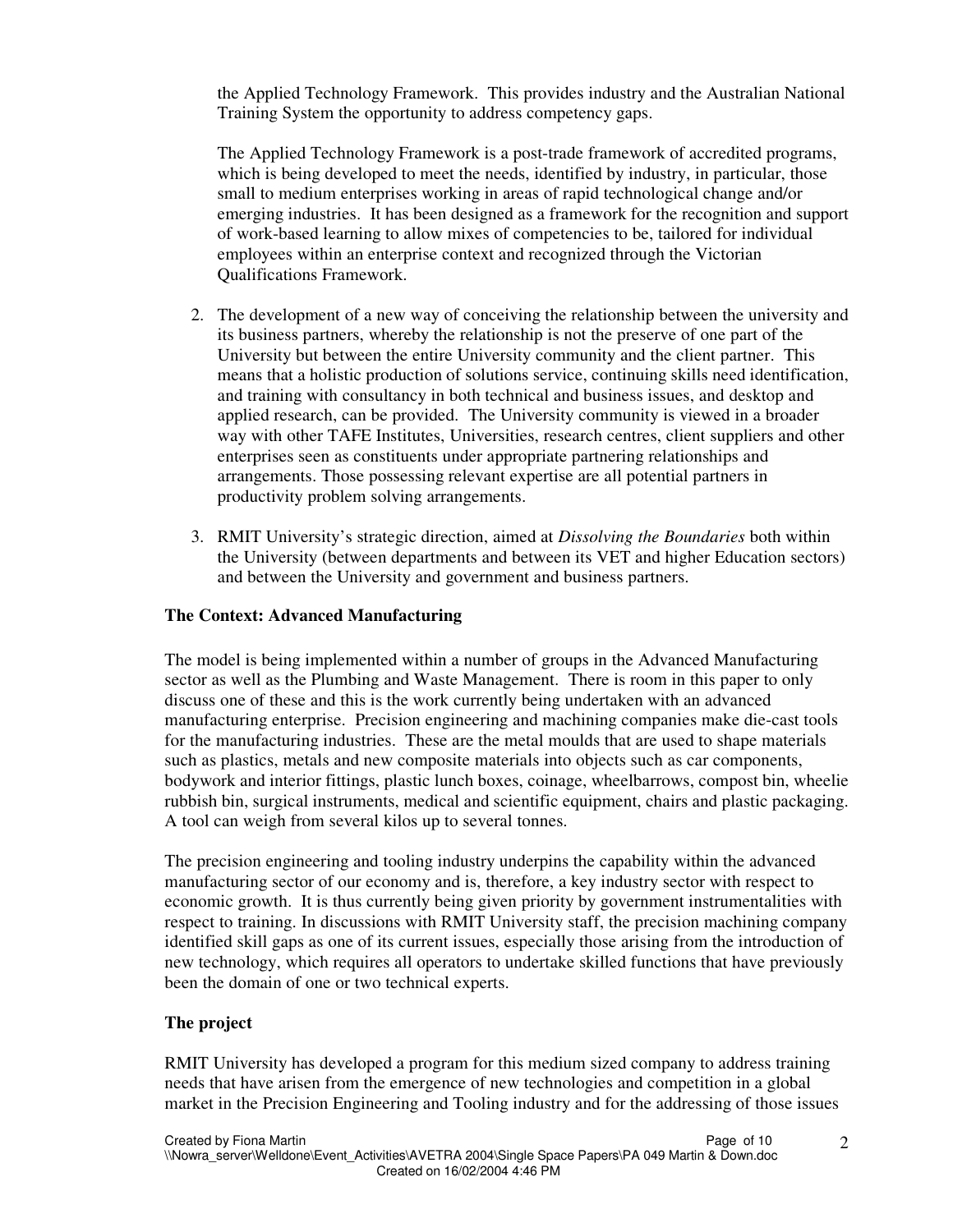the Applied Technology Framework. This provides industry and the Australian National Training System the opportunity to address competency gaps.

The Applied Technology Framework is a post-trade framework of accredited programs, which is being developed to meet the needs, identified by industry, in particular, those small to medium enterprises working in areas of rapid technological change and/or emerging industries. It has been designed as a framework for the recognition and support of work-based learning to allow mixes of competencies to be, tailored for individual employees within an enterprise context and recognized through the Victorian Qualifications Framework.

2. The development of a new way of conceiving the relationship between the university and its business partners, whereby the relationship is not the preserve of one part of the University but between the entire University community and the client partner. This means that a holistic production of solutions service, continuing skills need identification, and training with consultancy in both technical and business issues, and desktop and applied research, can be provided. The University community is viewed in a broader way with other TAFE Institutes, Universities, research centres, client suppliers and other enterprises seen as constituents under appropriate partnering relationships and arrangements. Those possessing relevant expertise are all potential partners in productivity problem solving arrangements.

3. RMIT University's strategic direction, aimed at *Dissolving the Boundaries* both within the University (between departments and between its VET and higher Education sectors) and between the University and government and business partners.

**The Context: Advanced Manufacturing**

The model is being implemented within a number of groups in the Advanced Manufacturing sector as well as the Plumbing and Waste Management. There is room in this paper to only discuss one of these and this is the work currently being undertaken with an advanced manufacturing enterprise. Precision engineering and machining companies make die-cast tools for the manufacturing industries. These are the metal moulds that are used to shape materials such as plastics, metals and new composite materials into objects such as car components, bodywork and interior fittings, plastic lunch boxes, coinage, wheelbarrows, compost bin, wheelie rubbish bin, surgical instruments, medical and scientific equipment, chairs and plastic packaging. A tool can weigh from several kilos up to several tonnes.

The precision engineering and tooling industry underpins the capability within the advanced manufacturing sector of our economy and is, therefore, a key industry sector with respect to economic growth. It is thus currently being given priority by government instrumentalities with respect to training. In discussions with RMIT University staff, the precision machining company identified skill gaps as one of its current issues, especially those arising from the introduction of new technology, which requires all operators to undertake skilled functions that have previously been the domain of one or two technical experts.

**The project**

RMIT University has developed a program for this medium sized company to address training needs that have arisen from the emergence of new technologies and competition in a global market in the Precision Engineering and Tooling industry and for the addressing of those issues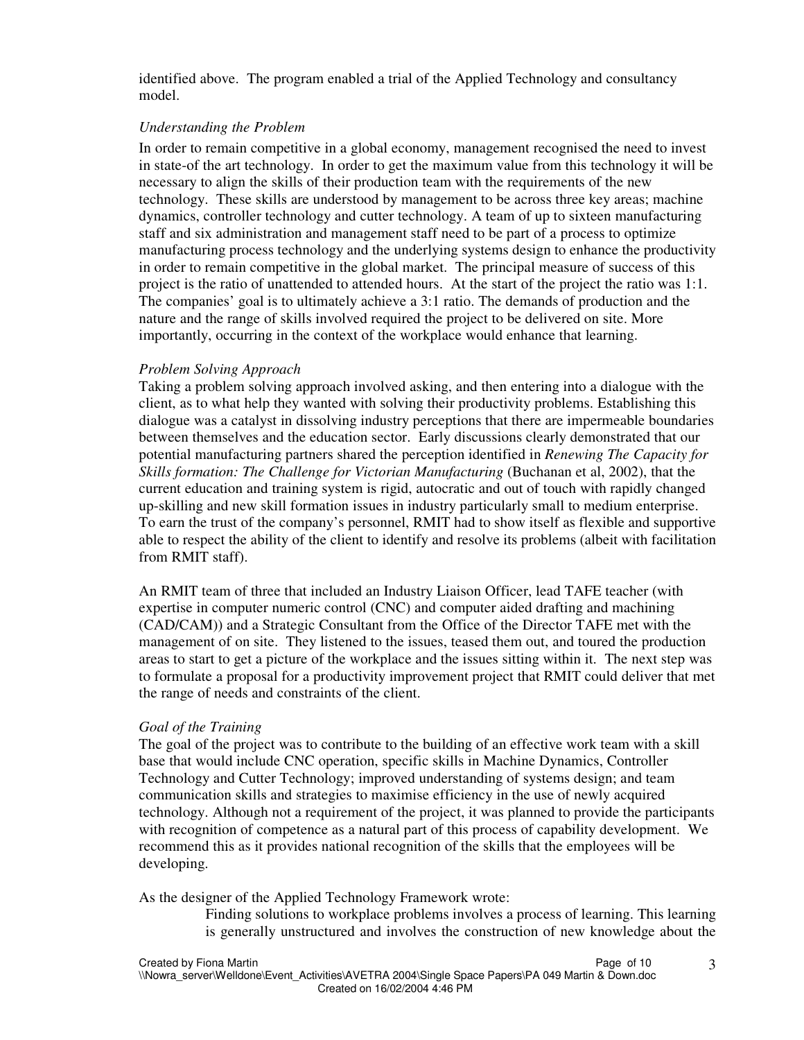identified above. The program enabled a trial of the Applied Technology and consultancy model.

*Understanding the Problem*

In order to remain competitive in a global economy, management recognised the need to invest in state-of the art technology. In order to get the maximum value from this technology it will be necessary to align the skills of their production team with the requirements of the new technology. These skills are understood by management to be across three key areas; machine dynamics, controller technology and cutter technology. A team of up to sixteen manufacturing staff and six administration and management staff need to be part of a process to optimize manufacturing process technology and the underlying systems design to enhance the productivity in order to remain competitive in the global market. The principal measure of success of this project is the ratio of unattended to attended hours. At the start of the project the ratio was 1:1. The companies' goal is to ultimately achieve a 3:1 ratio. The demands of production and the nature and the range of skills involved required the project to be delivered on site. More importantly, occurring in the context of the workplace would enhance that learning.

*Problem Solving Approach*

Taking a problem solving approach involved asking, and then entering into a dialogue with the client, as to what help they wanted with solving their productivity problems. Establishing this dialogue was a catalyst in dissolving industry perceptions that there are impermeable boundaries between themselves and the education sector. Early discussions clearly demonstrated that our potential manufacturing partners shared the perception identified in *Renewing The Capacity for Skills formation: The Challenge for Victorian Manufacturing* (Buchanan et al, 2002), that the current education and training system is rigid, autocratic and out of touch with rapidly changed up-skilling and new skill formation issues in industry particularly small to medium enterprise. To earn the trust of the company's personnel, RMIT had to show itself as flexible and supportive able to respect the ability of the client to identify and resolve its problems (albeit with facilitation from RMIT staff).

An RMIT team of three that included an Industry Liaison Officer, lead TAFE teacher (with expertise in computer numeric control (CNC) and computer aided drafting and machining (CAD/CAM)) and a Strategic Consultant from the Office of the Director TAFE met with the management of on site. They listened to the issues, teased them out, and toured the production areas to start to get a picture of the workplace and the issues sitting within it. The next step was to formulate a proposal for a productivity improvement project that RMIT could deliver that met the range of needs and constraints of the client.

*Goal of the Training*

The goal of the project was to contribute to the building of an effective work team with a skill base that would include CNC operation, specific skills in Machine Dynamics, Controller Technology and Cutter Technology; improved understanding of systems design; and team communication skills and strategies to maximise efficiency in the use of newly acquired technology. Although not a requirement of the project, it was planned to provide the participants with recognition of competence as a natural part of this process of capability development. We recommend this as it provides national recognition of the skills that the employees will be developing.

As the designer of the Applied Technology Framework wrote:

> Finding solutions to workplace problems involves a process of learning. This learning is generally unstructured and involves the construction of new knowledge about the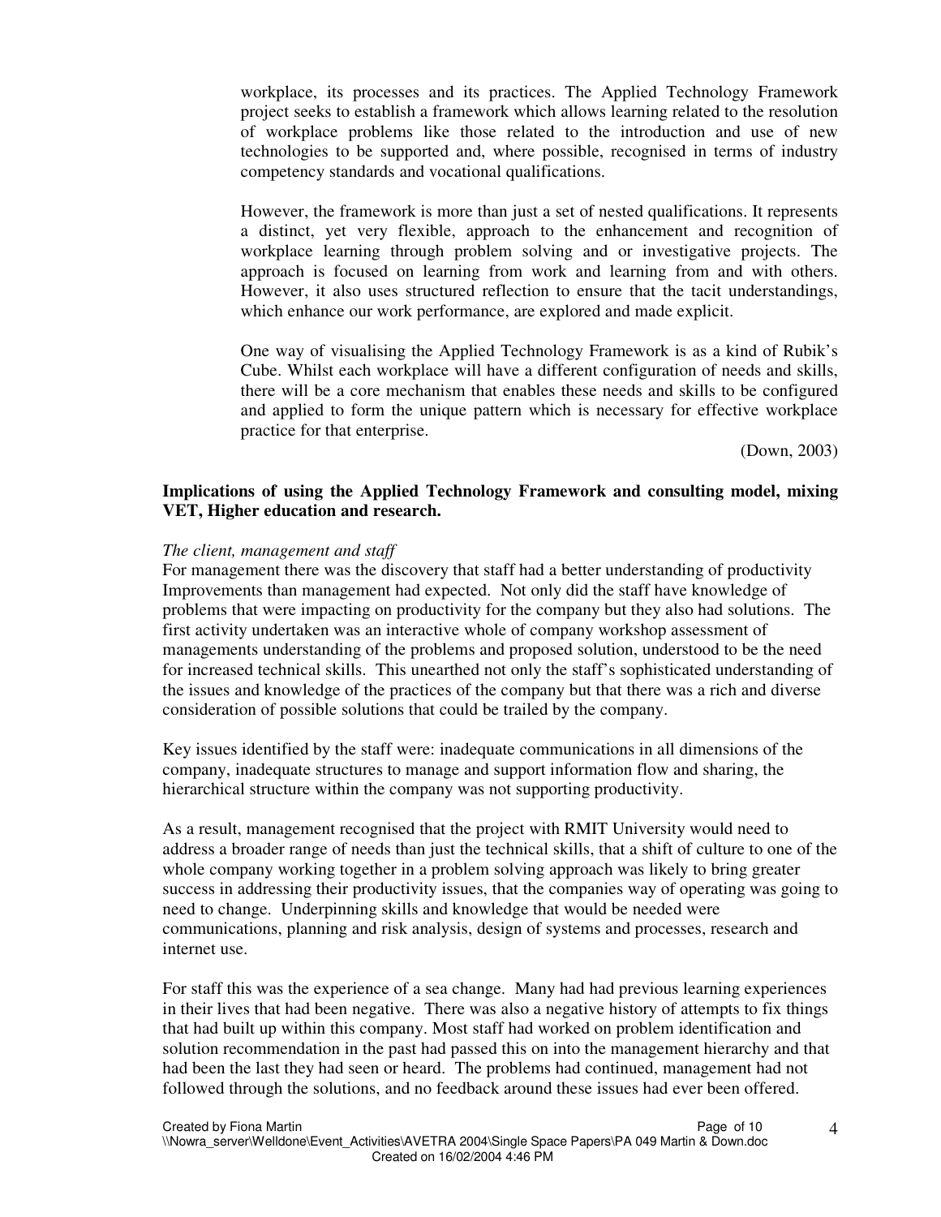> workplace, its processes and its practices. The Applied Technology Framework project seeks to establish a framework which allows learning related to the resolution of workplace problems like those related to the introduction and use of new technologies to be supported and, where possible, recognised in terms of industry competency standards and vocational qualifications.
>
> However, the framework is more than just a set of nested qualifications. It represents a distinct, yet very flexible, approach to the enhancement and recognition of workplace learning through problem solving and or investigative projects. The approach is focused on learning from work and learning from and with others. However, it also uses structured reflection to ensure that the tacit understandings, which enhance our work performance, are explored and made explicit.
>
> One way of visualising the Applied Technology Framework is as a kind of Rubik's Cube. Whilst each workplace will have a different configuration of needs and skills, there will be a core mechanism that enables these needs and skills to be configured and applied to form the unique pattern which is necessary for effective workplace practice for that enterprise.
>
> (Down, 2003)

**Implications of using the Applied Technology Framework and consulting model, mixing VET, Higher education and research.**

*The client, management and staff*

For management there was the discovery that staff had a better understanding of productivity Improvements than management had expected. Not only did the staff have knowledge of problems that were impacting on productivity for the company but they also had solutions. The first activity undertaken was an interactive whole of company workshop assessment of managements understanding of the problems and proposed solution, understood to be the need for increased technical skills. This unearthed not only the staff's sophisticated understanding of the issues and knowledge of the practices of the company but that there was a rich and diverse consideration of possible solutions that could be trailed by the company.

Key issues identified by the staff were: inadequate communications in all dimensions of the company, inadequate structures to manage and support information flow and sharing, the hierarchical structure within the company was not supporting productivity.

As a result, management recognised that the project with RMIT University would need to address a broader range of needs than just the technical skills, that a shift of culture to one of the whole company working together in a problem solving approach was likely to bring greater success in addressing their productivity issues, that the companies way of operating was going to need to change. Underpinning skills and knowledge that would be needed were communications, planning and risk analysis, design of systems and processes, research and internet use.

For staff this was the experience of a sea change. Many had had previous learning experiences in their lives that had been negative. There was also a negative history of attempts to fix things that had built up within this company. Most staff had worked on problem identification and solution recommendation in the past had passed this on into the management hierarchy and that had been the last they had seen or heard. The problems had continued, management had not followed through the solutions, and no feedback around these issues had ever been offered.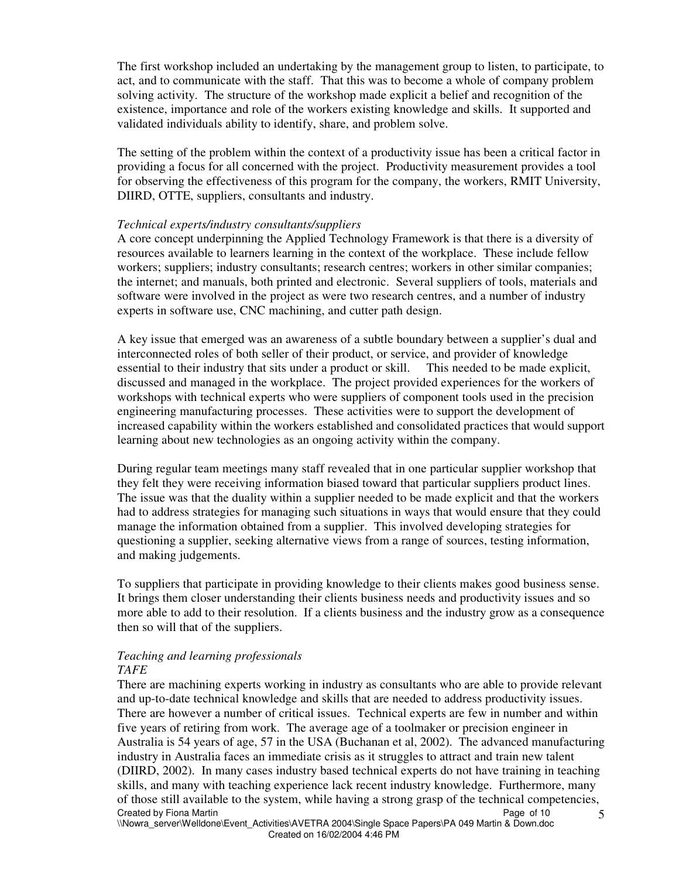The first workshop included an undertaking by the management group to listen, to participate, to act, and to communicate with the staff. That this was to become a whole of company problem solving activity. The structure of the workshop made explicit a belief and recognition of the existence, importance and role of the workers existing knowledge and skills. It supported and validated individuals ability to identify, share, and problem solve.

The setting of the problem within the context of a productivity issue has been a critical factor in providing a focus for all concerned with the project. Productivity measurement provides a tool for observing the effectiveness of this program for the company, the workers, RMIT University, DIIRD, OTTE, suppliers, consultants and industry.

*Technical experts/industry consultants/suppliers*

A core concept underpinning the Applied Technology Framework is that there is a diversity of resources available to learners learning in the context of the workplace. These include fellow workers; suppliers; industry consultants; research centres; workers in other similar companies; the internet; and manuals, both printed and electronic. Several suppliers of tools, materials and software were involved in the project as were two research centres, and a number of industry experts in software use, CNC machining, and cutter path design.

A key issue that emerged was an awareness of a subtle boundary between a supplier's dual and interconnected roles of both seller of their product, or service, and provider of knowledge essential to their industry that sits under a product or skill. This needed to be made explicit, discussed and managed in the workplace. The project provided experiences for the workers of workshops with technical experts who were suppliers of component tools used in the precision engineering manufacturing processes. These activities were to support the development of increased capability within the workers established and consolidated practices that would support learning about new technologies as an ongoing activity within the company.

During regular team meetings many staff revealed that in one particular supplier workshop that they felt they were receiving information biased toward that particular suppliers product lines. The issue was that the duality within a supplier needed to be made explicit and that the workers had to address strategies for managing such situations in ways that would ensure that they could manage the information obtained from a supplier. This involved developing strategies for questioning a supplier, seeking alternative views from a range of sources, testing information, and making judgements.

To suppliers that participate in providing knowledge to their clients makes good business sense. It brings them closer understanding their clients business needs and productivity issues and so more able to add to their resolution. If a clients business and the industry grow as a consequence then so will that of the suppliers.

*Teaching and learning professionals*

*TAFE*

There are machining experts working in industry as consultants who are able to provide relevant and up-to-date technical knowledge and skills that are needed to address productivity issues. There are however a number of critical issues. Technical experts are few in number and within five years of retiring from work. The average age of a toolmaker or precision engineer in Australia is 54 years of age, 57 in the USA (Buchanan et al, 2002). The advanced manufacturing industry in Australia faces an immediate crisis as it struggles to attract and train new talent (DIIRD, 2002). In many cases industry based technical experts do not have training in teaching skills, and many with teaching experience lack recent industry knowledge. Furthermore, many of those still available to the system, while having a strong grasp of the technical competencies,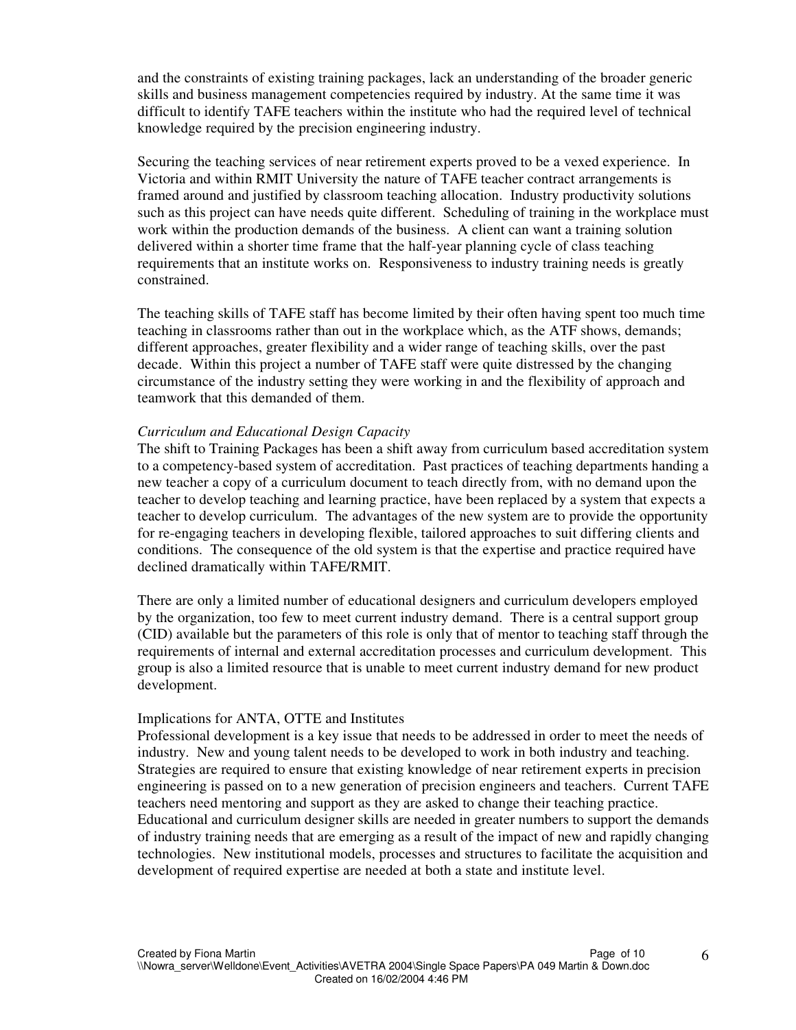and the constraints of existing training packages, lack an understanding of the broader generic skills and business management competencies required by industry. At the same time it was difficult to identify TAFE teachers within the institute who had the required level of technical knowledge required by the precision engineering industry.

Securing the teaching services of near retirement experts proved to be a vexed experience. In Victoria and within RMIT University the nature of TAFE teacher contract arrangements is framed around and justified by classroom teaching allocation. Industry productivity solutions such as this project can have needs quite different. Scheduling of training in the workplace must work within the production demands of the business. A client can want a training solution delivered within a shorter time frame that the half-year planning cycle of class teaching requirements that an institute works on. Responsiveness to industry training needs is greatly constrained.

The teaching skills of TAFE staff has become limited by their often having spent too much time teaching in classrooms rather than out in the workplace which, as the ATF shows, demands; different approaches, greater flexibility and a wider range of teaching skills, over the past decade. Within this project a number of TAFE staff were quite distressed by the changing circumstance of the industry setting they were working in and the flexibility of approach and teamwork that this demanded of them.

*Curriculum and Educational Design Capacity*

The shift to Training Packages has been a shift away from curriculum based accreditation system to a competency-based system of accreditation. Past practices of teaching departments handing a new teacher a copy of a curriculum document to teach directly from, with no demand upon the teacher to develop teaching and learning practice, have been replaced by a system that expects a teacher to develop curriculum. The advantages of the new system are to provide the opportunity for re-engaging teachers in developing flexible, tailored approaches to suit differing clients and conditions. The consequence of the old system is that the expertise and practice required have declined dramatically within TAFE/RMIT.

There are only a limited number of educational designers and curriculum developers employed by the organization, too few to meet current industry demand. There is a central support group (CID) available but the parameters of this role is only that of mentor to teaching staff through the requirements of internal and external accreditation processes and curriculum development. This group is also a limited resource that is unable to meet current industry demand for new product development.

Implications for ANTA, OTTE and Institutes

Professional development is a key issue that needs to be addressed in order to meet the needs of industry. New and young talent needs to be developed to work in both industry and teaching. Strategies are required to ensure that existing knowledge of near retirement experts in precision engineering is passed on to a new generation of precision engineers and teachers. Current TAFE teachers need mentoring and support as they are asked to change their teaching practice. Educational and curriculum designer skills are needed in greater numbers to support the demands of industry training needs that are emerging as a result of the impact of new and rapidly changing technologies. New institutional models, processes and structures to facilitate the acquisition and development of required expertise are needed at both a state and institute level.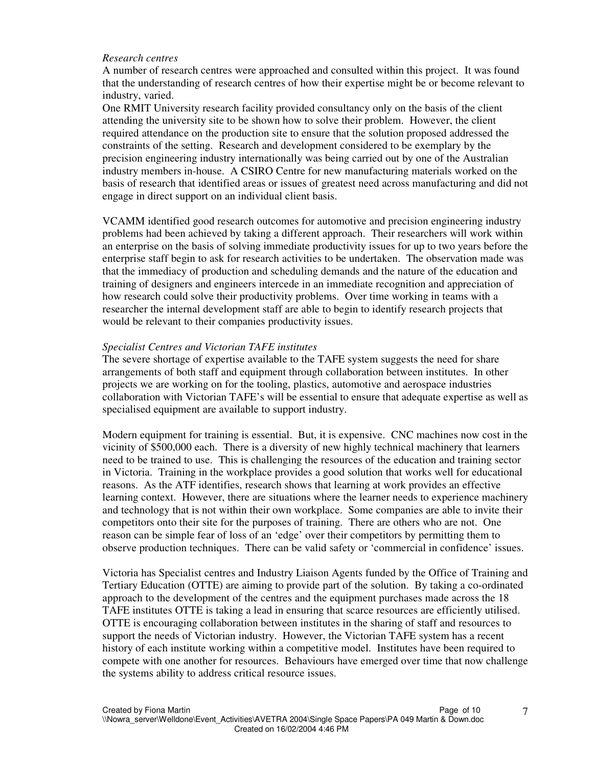*Research centres*

A number of research centres were approached and consulted within this project. It was found that the understanding of research centres of how their expertise might be or become relevant to industry, varied.

One RMIT University research facility provided consultancy only on the basis of the client attending the university site to be shown how to solve their problem. However, the client required attendance on the production site to ensure that the solution proposed addressed the constraints of the setting. Research and development considered to be exemplary by the precision engineering industry internationally was being carried out by one of the Australian industry members in-house. A CSIRO Centre for new manufacturing materials worked on the basis of research that identified areas or issues of greatest need across manufacturing and did not engage in direct support on an individual client basis.

VCAMM identified good research outcomes for automotive and precision engineering industry problems had been achieved by taking a different approach. Their researchers will work within an enterprise on the basis of solving immediate productivity issues for up to two years before the enterprise staff begin to ask for research activities to be undertaken. The observation made was that the immediacy of production and scheduling demands and the nature of the education and training of designers and engineers intercede in an immediate recognition and appreciation of how research could solve their productivity problems. Over time working in teams with a researcher the internal development staff are able to begin to identify research projects that would be relevant to their companies productivity issues.

*Specialist Centres and Victorian TAFE institutes*

The severe shortage of expertise available to the TAFE system suggests the need for share arrangements of both staff and equipment through collaboration between institutes. In other projects we are working on for the tooling, plastics, automotive and aerospace industries collaboration with Victorian TAFE's will be essential to ensure that adequate expertise as well as specialised equipment are available to support industry.

Modern equipment for training is essential. But, it is expensive. CNC machines now cost in the vicinity of $500,000 each. There is a diversity of new highly technical machinery that learners need to be trained to use. This is challenging the resources of the education and training sector in Victoria. Training in the workplace provides a good solution that works well for educational reasons. As the ATF identifies, research shows that learning at work provides an effective learning context. However, there are situations where the learner needs to experience machinery and technology that is not within their own workplace. Some companies are able to invite their competitors onto their site for the purposes of training. There are others who are not. One reason can be simple fear of loss of an 'edge' over their competitors by permitting them to observe production techniques. There can be valid safety or 'commercial in confidence' issues.

Victoria has Specialist centres and Industry Liaison Agents funded by the Office of Training and Tertiary Education (OTTE) are aiming to provide part of the solution. By taking a co-ordinated approach to the development of the centres and the equipment purchases made across the 18 TAFE institutes OTTE is taking a lead in ensuring that scarce resources are efficiently utilised. OTTE is encouraging collaboration between institutes in the sharing of staff and resources to support the needs of Victorian industry. However, the Victorian TAFE system has a recent history of each institute working within a competitive model. Institutes have been required to compete with one another for resources. Behaviours have emerged over time that now challenge the systems ability to address critical resource issues.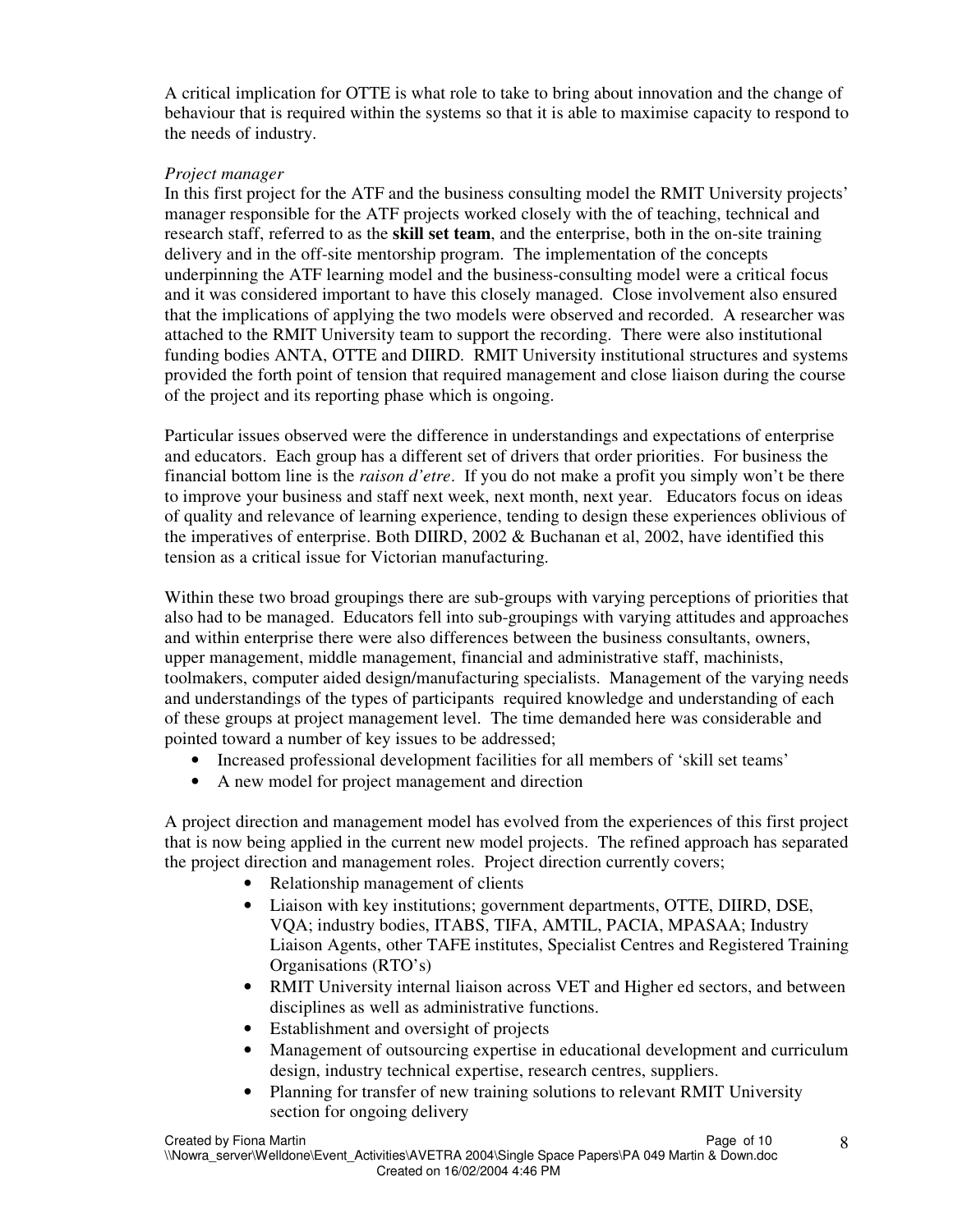A critical implication for OTTE is what role to take to bring about innovation and the change of behaviour that is required within the systems so that it is able to maximise capacity to respond to the needs of industry.

*Project manager*

In this first project for the ATF and the business consulting model the RMIT University projects' manager responsible for the ATF projects worked closely with the of teaching, technical and research staff, referred to as the **skill set team**, and the enterprise, both in the on-site training delivery and in the off-site mentorship program. The implementation of the concepts underpinning the ATF learning model and the business-consulting model were a critical focus and it was considered important to have this closely managed. Close involvement also ensured that the implications of applying the two models were observed and recorded. A researcher was attached to the RMIT University team to support the recording. There were also institutional funding bodies ANTA, OTTE and DIIRD. RMIT University institutional structures and systems provided the forth point of tension that required management and close liaison during the course of the project and its reporting phase which is ongoing.

Particular issues observed were the difference in understandings and expectations of enterprise and educators. Each group has a different set of drivers that order priorities. For business the financial bottom line is the *raison d'etre*. If you do not make a profit you simply won't be there to improve your business and staff next week, next month, next year. Educators focus on ideas of quality and relevance of learning experience, tending to design these experiences oblivious of the imperatives of enterprise. Both DIIRD, 2002 & Buchanan et al, 2002, have identified this tension as a critical issue for Victorian manufacturing.

Within these two broad groupings there are sub-groups with varying perceptions of priorities that also had to be managed. Educators fell into sub-groupings with varying attitudes and approaches and within enterprise there were also differences between the business consultants, owners, upper management, middle management, financial and administrative staff, machinists, toolmakers, computer aided design/manufacturing specialists. Management of the varying needs and understandings of the types of participants required knowledge and understanding of each of these groups at project management level. The time demanded here was considerable and pointed toward a number of key issues to be addressed;

- Increased professional development facilities for all members of 'skill set teams'
- A new model for project management and direction

A project direction and management model has evolved from the experiences of this first project that is now being applied in the current new model projects. The refined approach has separated the project direction and management roles. Project direction currently covers;

- Relationship management of clients
- Liaison with key institutions; government departments, OTTE, DIIRD, DSE, VQA; industry bodies, ITABS, TIFA, AMTIL, PACIA, MPASAA; Industry Liaison Agents, other TAFE institutes, Specialist Centres and Registered Training Organisations (RTO's)
- RMIT University internal liaison across VET and Higher ed sectors, and between disciplines as well as administrative functions.
- Establishment and oversight of projects
- Management of outsourcing expertise in educational development and curriculum design, industry technical expertise, research centres, suppliers.
- Planning for transfer of new training solutions to relevant RMIT University section for ongoing delivery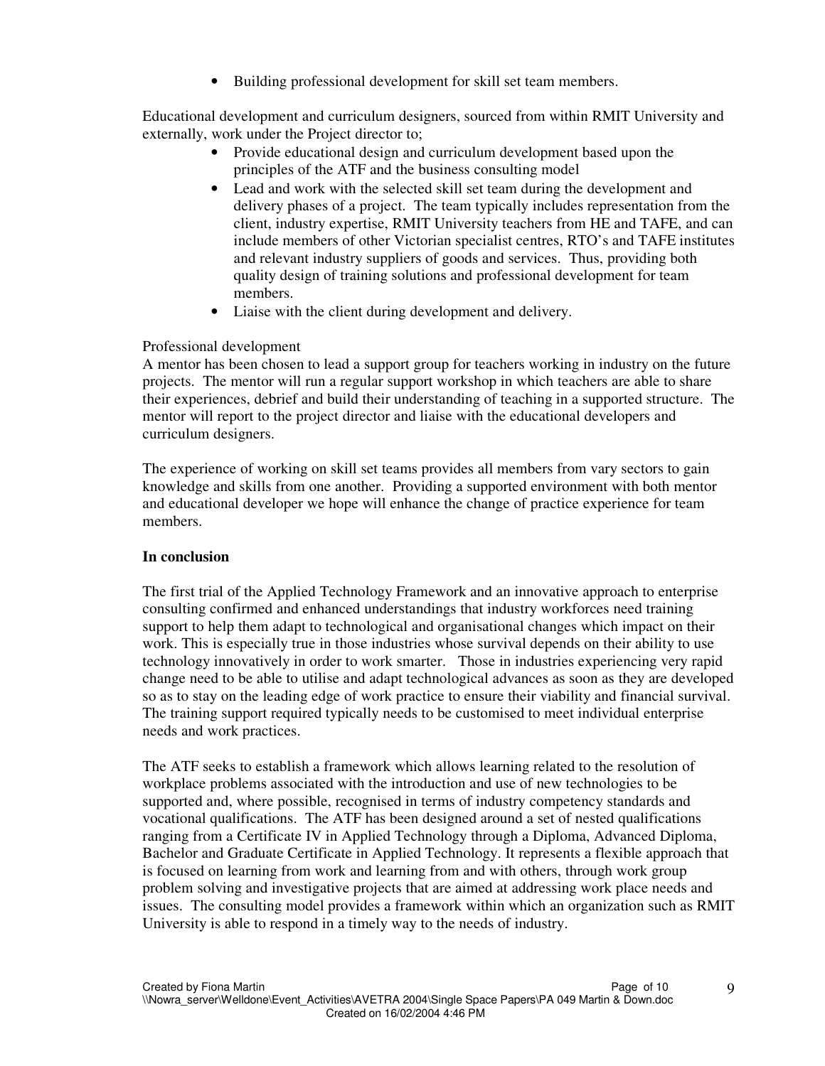- Building professional development for skill set team members.

Educational development and curriculum designers, sourced from within RMIT University and externally, work under the Project director to;

- Provide educational design and curriculum development based upon the principles of the ATF and the business consulting model
- Lead and work with the selected skill set team during the development and delivery phases of a project. The team typically includes representation from the client, industry expertise, RMIT University teachers from HE and TAFE, and can include members of other Victorian specialist centres, RTO's and TAFE institutes and relevant industry suppliers of goods and services. Thus, providing both quality design of training solutions and professional development for team members.
- Liaise with the client during development and delivery.

Professional development

A mentor has been chosen to lead a support group for teachers working in industry on the future projects. The mentor will run a regular support workshop in which teachers are able to share their experiences, debrief and build their understanding of teaching in a supported structure. The mentor will report to the project director and liaise with the educational developers and curriculum designers.

The experience of working on skill set teams provides all members from vary sectors to gain knowledge and skills from one another. Providing a supported environment with both mentor and educational developer we hope will enhance the change of practice experience for team members.

**In conclusion**

The first trial of the Applied Technology Framework and an innovative approach to enterprise consulting confirmed and enhanced understandings that industry workforces need training support to help them adapt to technological and organisational changes which impact on their work. This is especially true in those industries whose survival depends on their ability to use technology innovatively in order to work smarter. Those in industries experiencing very rapid change need to be able to utilise and adapt technological advances as soon as they are developed so as to stay on the leading edge of work practice to ensure their viability and financial survival. The training support required typically needs to be customised to meet individual enterprise needs and work practices.

The ATF seeks to establish a framework which allows learning related to the resolution of workplace problems associated with the introduction and use of new technologies to be supported and, where possible, recognised in terms of industry competency standards and vocational qualifications. The ATF has been designed around a set of nested qualifications ranging from a Certificate IV in Applied Technology through a Diploma, Advanced Diploma, Bachelor and Graduate Certificate in Applied Technology. It represents a flexible approach that is focused on learning from work and learning from and with others, through work group problem solving and investigative projects that are aimed at addressing work place needs and issues. The consulting model provides a framework within which an organization such as RMIT University is able to respond in a timely way to the needs of industry.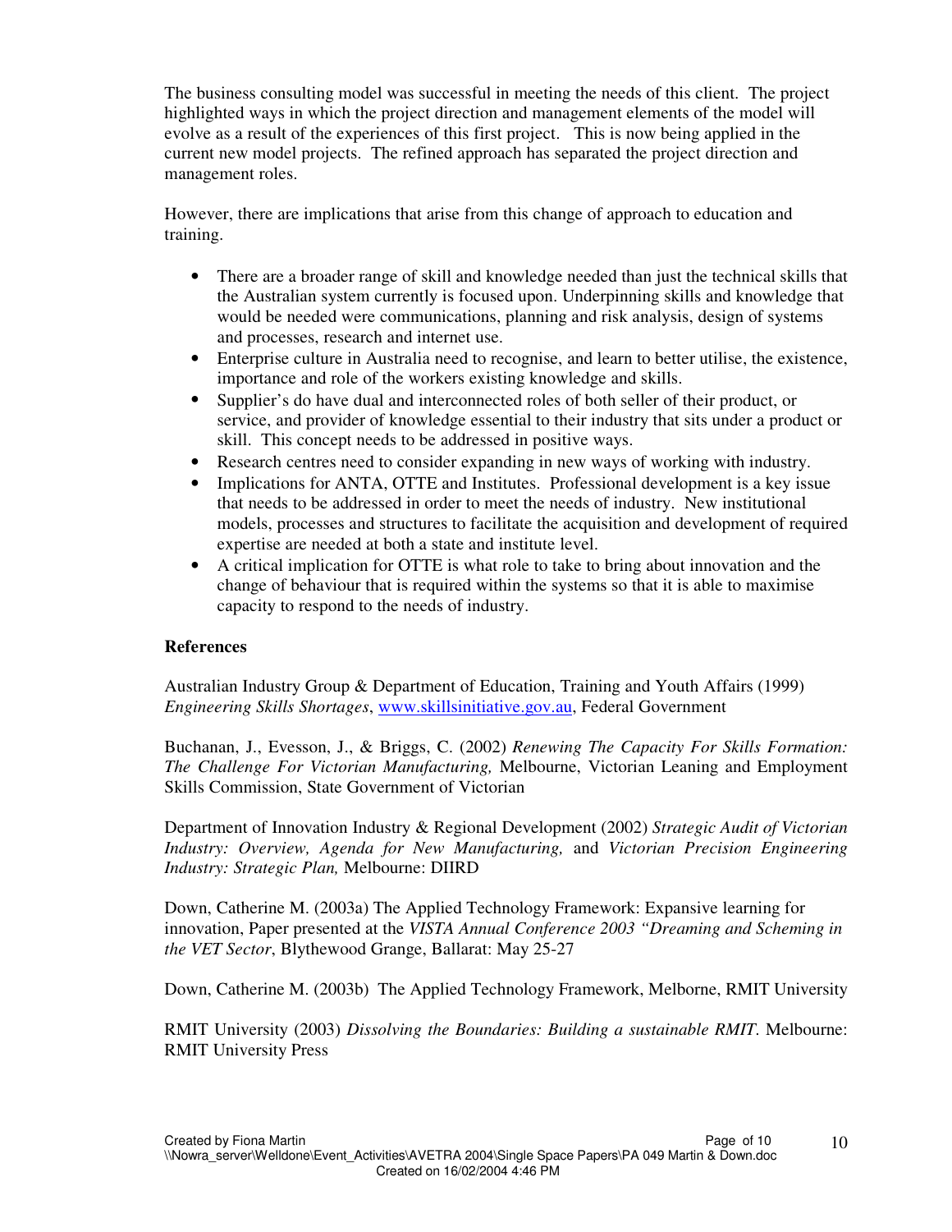The business consulting model was successful in meeting the needs of this client. The project highlighted ways in which the project direction and management elements of the model will evolve as a result of the experiences of this first project. This is now being applied in the current new model projects. The refined approach has separated the project direction and management roles.

However, there are implications that arise from this change of approach to education and training.

- There are a broader range of skill and knowledge needed than just the technical skills that the Australian system currently is focused upon. Underpinning skills and knowledge that would be needed were communications, planning and risk analysis, design of systems and processes, research and internet use.
- Enterprise culture in Australia need to recognise, and learn to better utilise, the existence, importance and role of the workers existing knowledge and skills.
- Supplier's do have dual and interconnected roles of both seller of their product, or service, and provider of knowledge essential to their industry that sits under a product or skill. This concept needs to be addressed in positive ways.
- Research centres need to consider expanding in new ways of working with industry.
- Implications for ANTA, OTTE and Institutes. Professional development is a key issue that needs to be addressed in order to meet the needs of industry. New institutional models, processes and structures to facilitate the acquisition and development of required expertise are needed at both a state and institute level.
- A critical implication for OTTE is what role to take to bring about innovation and the change of behaviour that is required within the systems so that it is able to maximise capacity to respond to the needs of industry.

**References**

Australian Industry Group & Department of Education, Training and Youth Affairs (1999) *Engineering Skills Shortages*, www.skillsinitiative.gov.au, Federal Government

Buchanan, J., Evesson, J., & Briggs, C. (2002) *Renewing The Capacity For Skills Formation: The Challenge For Victorian Manufacturing,* Melbourne, Victorian Leaning and Employment Skills Commission, State Government of Victorian

Department of Innovation Industry & Regional Development (2002) *Strategic Audit of Victorian Industry: Overview, Agenda for New Manufacturing,* and *Victorian Precision Engineering Industry: Strategic Plan,* Melbourne: DIIRD

Down, Catherine M. (2003a) The Applied Technology Framework: Expansive learning for innovation, Paper presented at the *VISTA Annual Conference 2003 "Dreaming and Scheming in the VET Sector*, Blythewood Grange, Ballarat: May 25-27

Down, Catherine M. (2003b) The Applied Technology Framework, Melborne, RMIT University

RMIT University (2003) *Dissolving the Boundaries: Building a sustainable RMIT*. Melbourne: RMIT University Press